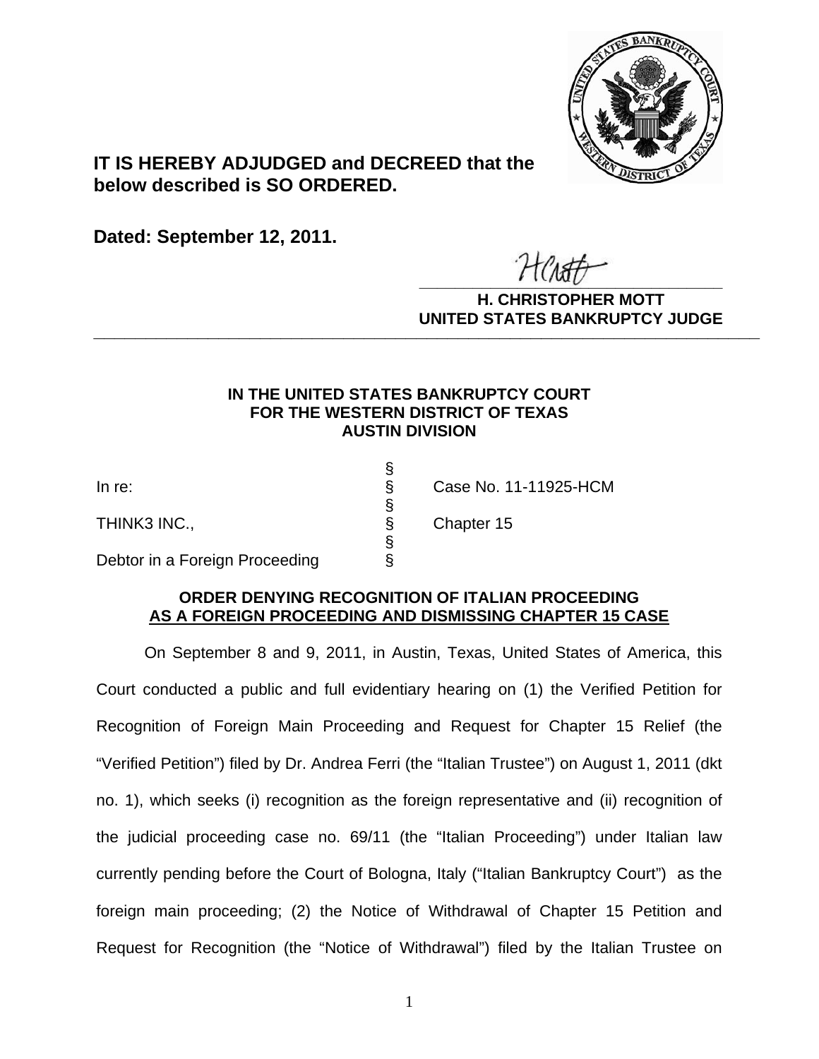**IT IS HEREBY ADJUDGED and DECREED that the below described is SO ORDERED.**

**Dated: September 12, 2011.**

**H. CHRISTOPHER MOTT**
**UNITED STATES BANKRUPTCY JUDGE**

---

**IN THE UNITED STATES BANKRUPTCY COURT**
**FOR THE WESTERN DISTRICT OF TEXAS**
**AUSTIN DIVISION**

| | | |
|---|---|---|
| In re: | § | Case No. 11-11925-HCM |
| THINK3 INC., | § | Chapter 15 |
| Debtor in a Foreign Proceeding | § | |

**ORDER DENYING RECOGNITION OF ITALIAN PROCEEDING AS A FOREIGN PROCEEDING AND DISMISSING CHAPTER 15 CASE**

On September 8 and 9, 2011, in Austin, Texas, United States of America, this Court conducted a public and full evidentiary hearing on (1) the Verified Petition for Recognition of Foreign Main Proceeding and Request for Chapter 15 Relief (the "Verified Petition") filed by Dr. Andrea Ferri (the "Italian Trustee") on August 1, 2011 (dkt no. 1), which seeks (i) recognition as the foreign representative and (ii) recognition of the judicial proceeding case no. 69/11 (the "Italian Proceeding") under Italian law currently pending before the Court of Bologna, Italy ("Italian Bankruptcy Court") as the foreign main proceeding; (2) the Notice of Withdrawal of Chapter 15 Petition and Request for Recognition (the "Notice of Withdrawal") filed by the Italian Trustee on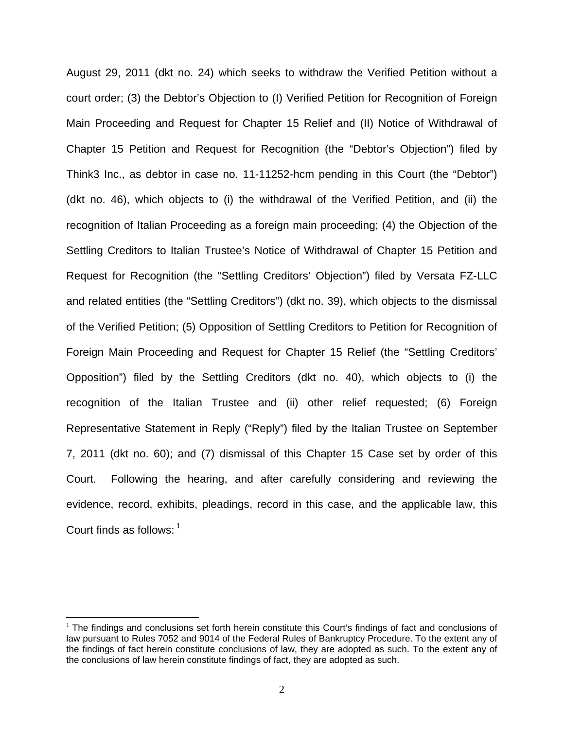August 29, 2011 (dkt no. 24) which seeks to withdraw the Verified Petition without a court order; (3) the Debtor's Objection to (I) Verified Petition for Recognition of Foreign Main Proceeding and Request for Chapter 15 Relief and (II) Notice of Withdrawal of Chapter 15 Petition and Request for Recognition (the "Debtor's Objection") filed by Think3 Inc., as debtor in case no. 11-11252-hcm pending in this Court (the "Debtor") (dkt no. 46), which objects to (i) the withdrawal of the Verified Petition, and (ii) the recognition of Italian Proceeding as a foreign main proceeding; (4) the Objection of the Settling Creditors to Italian Trustee's Notice of Withdrawal of Chapter 15 Petition and Request for Recognition (the "Settling Creditors' Objection") filed by Versata FZ-LLC and related entities (the "Settling Creditors") (dkt no. 39), which objects to the dismissal of the Verified Petition; (5) Opposition of Settling Creditors to Petition for Recognition of Foreign Main Proceeding and Request for Chapter 15 Relief (the "Settling Creditors' Opposition") filed by the Settling Creditors (dkt no. 40), which objects to (i) the recognition of the Italian Trustee and (ii) other relief requested; (6) Foreign Representative Statement in Reply ("Reply") filed by the Italian Trustee on September 7, 2011 (dkt no. 60); and (7) dismissal of this Chapter 15 Case set by order of this Court. Following the hearing, and after carefully considering and reviewing the evidence, record, exhibits, pleadings, record in this case, and the applicable law, this Court finds as follows: [1]

[1] The findings and conclusions set forth herein constitute this Court's findings of fact and conclusions of law pursuant to Rules 7052 and 9014 of the Federal Rules of Bankruptcy Procedure. To the extent any of the findings of fact herein constitute conclusions of law, they are adopted as such. To the extent any of the conclusions of law herein constitute findings of fact, they are adopted as such.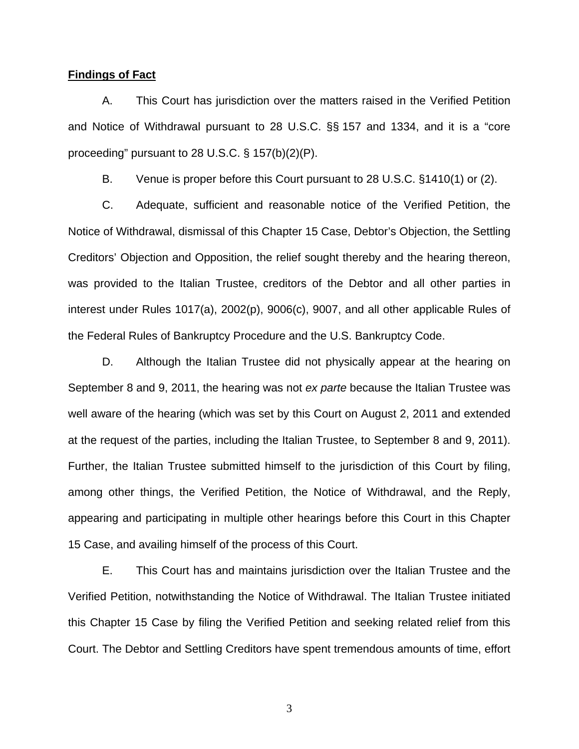**Findings of Fact**

A. This Court has jurisdiction over the matters raised in the Verified Petition and Notice of Withdrawal pursuant to 28 U.S.C. §§ 157 and 1334, and it is a "core proceeding" pursuant to 28 U.S.C. § 157(b)(2)(P).

B. Venue is proper before this Court pursuant to 28 U.S.C. §1410(1) or (2).

C. Adequate, sufficient and reasonable notice of the Verified Petition, the Notice of Withdrawal, dismissal of this Chapter 15 Case, Debtor's Objection, the Settling Creditors' Objection and Opposition, the relief sought thereby and the hearing thereon, was provided to the Italian Trustee, creditors of the Debtor and all other parties in interest under Rules 1017(a), 2002(p), 9006(c), 9007, and all other applicable Rules of the Federal Rules of Bankruptcy Procedure and the U.S. Bankruptcy Code.

D. Although the Italian Trustee did not physically appear at the hearing on September 8 and 9, 2011, the hearing was not *ex parte* because the Italian Trustee was well aware of the hearing (which was set by this Court on August 2, 2011 and extended at the request of the parties, including the Italian Trustee, to September 8 and 9, 2011). Further, the Italian Trustee submitted himself to the jurisdiction of this Court by filing, among other things, the Verified Petition, the Notice of Withdrawal, and the Reply, appearing and participating in multiple other hearings before this Court in this Chapter 15 Case, and availing himself of the process of this Court.

E. This Court has and maintains jurisdiction over the Italian Trustee and the Verified Petition, notwithstanding the Notice of Withdrawal. The Italian Trustee initiated this Chapter 15 Case by filing the Verified Petition and seeking related relief from this Court. The Debtor and Settling Creditors have spent tremendous amounts of time, effort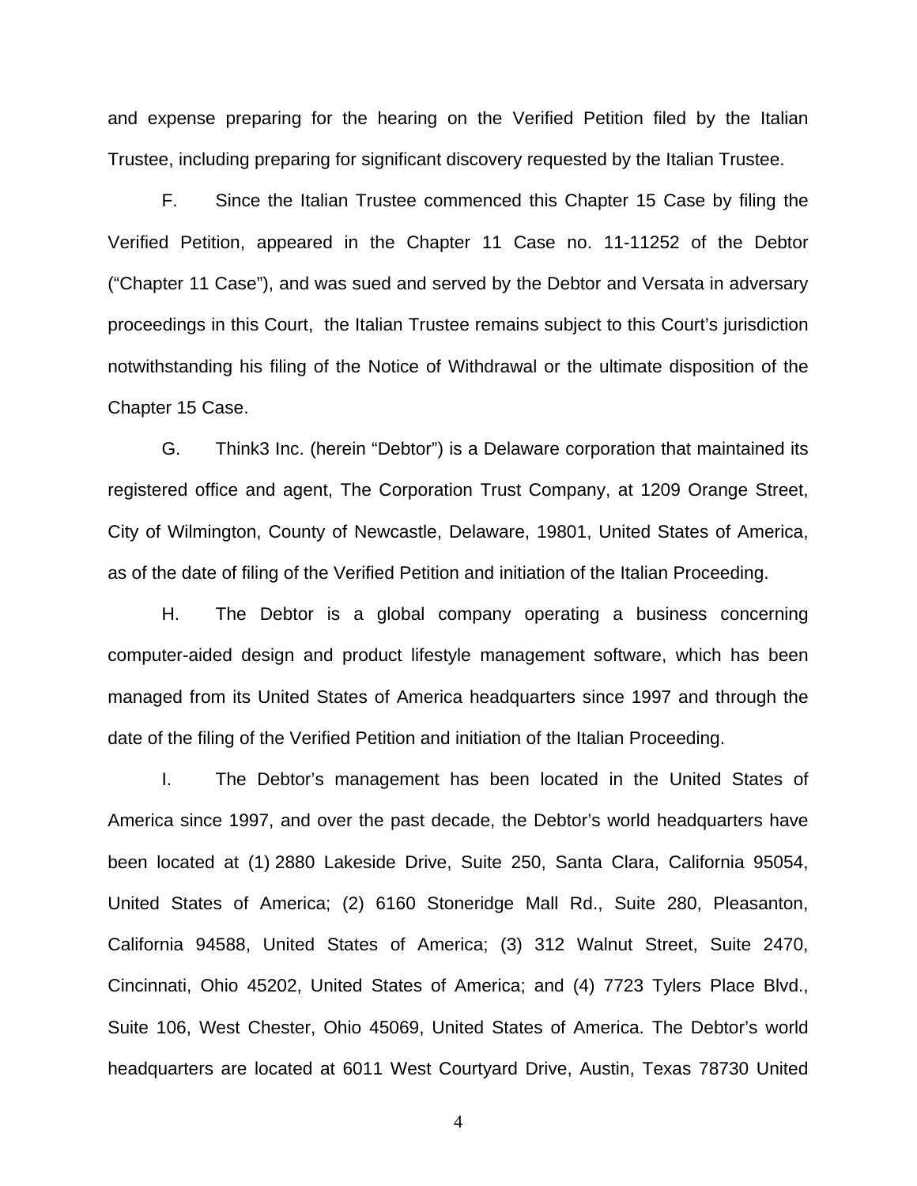and expense preparing for the hearing on the Verified Petition filed by the Italian Trustee, including preparing for significant discovery requested by the Italian Trustee.

F. Since the Italian Trustee commenced this Chapter 15 Case by filing the Verified Petition, appeared in the Chapter 11 Case no. 11-11252 of the Debtor ("Chapter 11 Case"), and was sued and served by the Debtor and Versata in adversary proceedings in this Court, the Italian Trustee remains subject to this Court's jurisdiction notwithstanding his filing of the Notice of Withdrawal or the ultimate disposition of the Chapter 15 Case.

G. Think3 Inc. (herein "Debtor") is a Delaware corporation that maintained its registered office and agent, The Corporation Trust Company, at 1209 Orange Street, City of Wilmington, County of Newcastle, Delaware, 19801, United States of America, as of the date of filing of the Verified Petition and initiation of the Italian Proceeding.

H. The Debtor is a global company operating a business concerning computer-aided design and product lifestyle management software, which has been managed from its United States of America headquarters since 1997 and through the date of the filing of the Verified Petition and initiation of the Italian Proceeding.

I. The Debtor's management has been located in the United States of America since 1997, and over the past decade, the Debtor's world headquarters have been located at (1) 2880 Lakeside Drive, Suite 250, Santa Clara, California 95054, United States of America; (2) 6160 Stoneridge Mall Rd., Suite 280, Pleasanton, California 94588, United States of America; (3) 312 Walnut Street, Suite 2470, Cincinnati, Ohio 45202, United States of America; and (4) 7723 Tylers Place Blvd., Suite 106, West Chester, Ohio 45069, United States of America. The Debtor's world headquarters are located at 6011 West Courtyard Drive, Austin, Texas 78730 United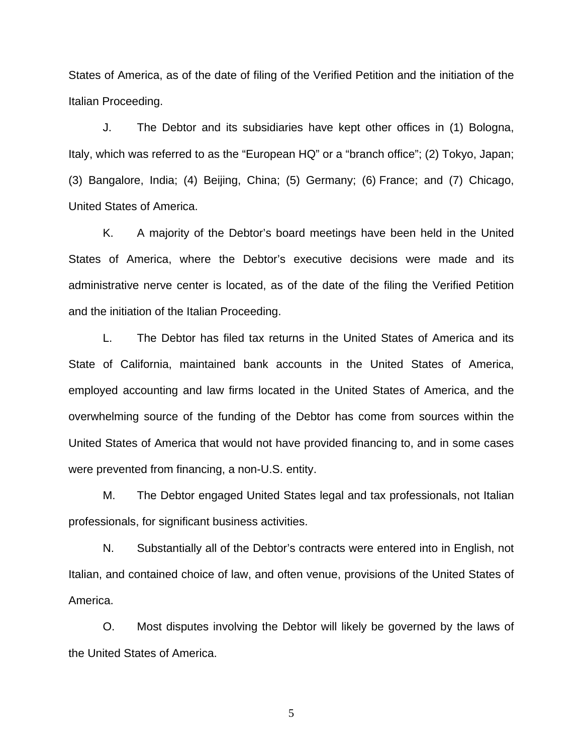States of America, as of the date of filing of the Verified Petition and the initiation of the Italian Proceeding.

J. The Debtor and its subsidiaries have kept other offices in (1) Bologna, Italy, which was referred to as the "European HQ" or a "branch office"; (2) Tokyo, Japan; (3) Bangalore, India; (4) Beijing, China; (5) Germany; (6) France; and (7) Chicago, United States of America.

K. A majority of the Debtor's board meetings have been held in the United States of America, where the Debtor's executive decisions were made and its administrative nerve center is located, as of the date of the filing the Verified Petition and the initiation of the Italian Proceeding.

L. The Debtor has filed tax returns in the United States of America and its State of California, maintained bank accounts in the United States of America, employed accounting and law firms located in the United States of America, and the overwhelming source of the funding of the Debtor has come from sources within the United States of America that would not have provided financing to, and in some cases were prevented from financing, a non-U.S. entity.

M. The Debtor engaged United States legal and tax professionals, not Italian professionals, for significant business activities.

N. Substantially all of the Debtor's contracts were entered into in English, not Italian, and contained choice of law, and often venue, provisions of the United States of America.

O. Most disputes involving the Debtor will likely be governed by the laws of the United States of America.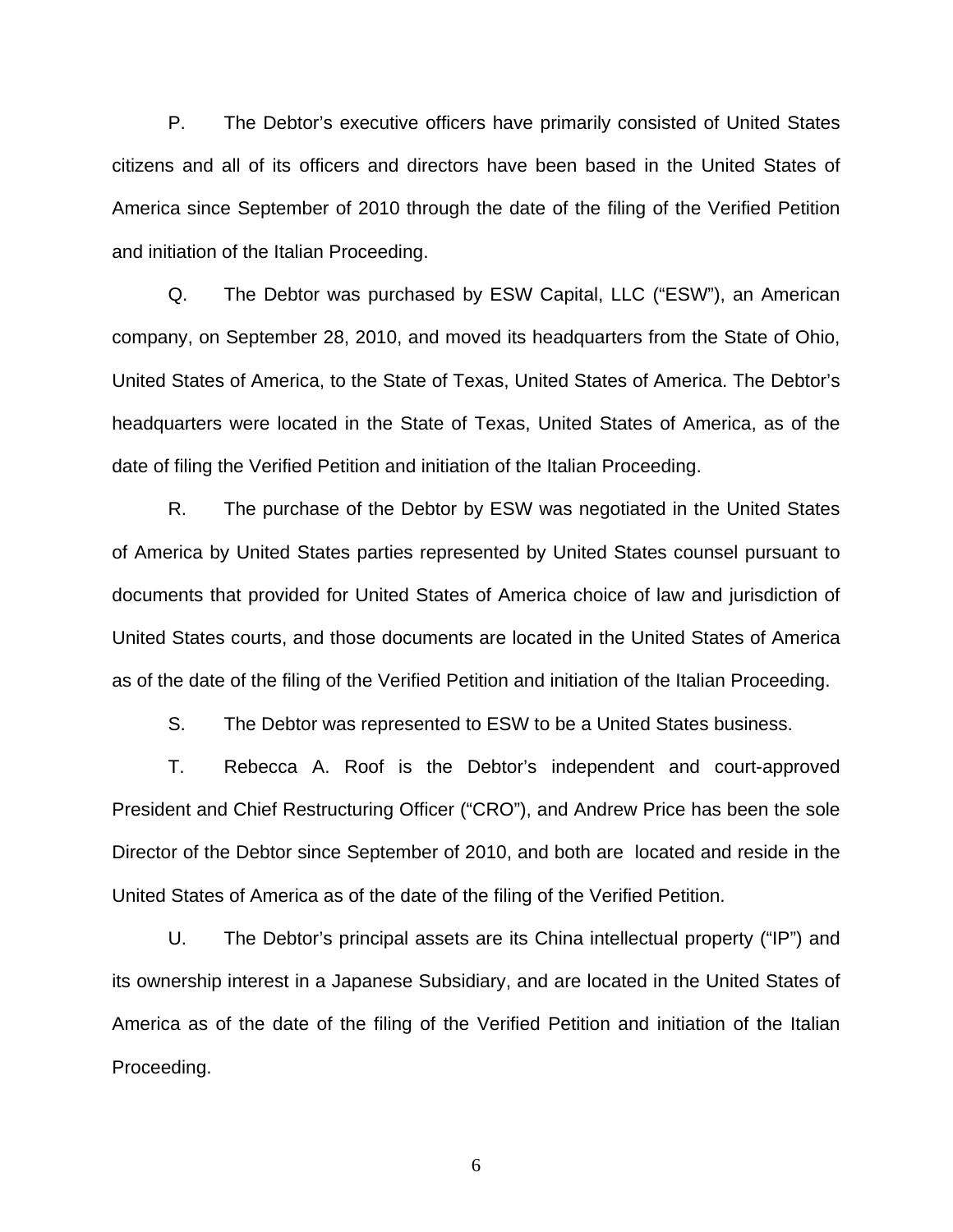P. The Debtor's executive officers have primarily consisted of United States citizens and all of its officers and directors have been based in the United States of America since September of 2010 through the date of the filing of the Verified Petition and initiation of the Italian Proceeding.

Q. The Debtor was purchased by ESW Capital, LLC ("ESW"), an American company, on September 28, 2010, and moved its headquarters from the State of Ohio, United States of America, to the State of Texas, United States of America. The Debtor's headquarters were located in the State of Texas, United States of America, as of the date of filing the Verified Petition and initiation of the Italian Proceeding.

R. The purchase of the Debtor by ESW was negotiated in the United States of America by United States parties represented by United States counsel pursuant to documents that provided for United States of America choice of law and jurisdiction of United States courts, and those documents are located in the United States of America as of the date of the filing of the Verified Petition and initiation of the Italian Proceeding.

S. The Debtor was represented to ESW to be a United States business.

T. Rebecca A. Roof is the Debtor's independent and court-approved President and Chief Restructuring Officer ("CRO"), and Andrew Price has been the sole Director of the Debtor since September of 2010, and both are located and reside in the United States of America as of the date of the filing of the Verified Petition.

U. The Debtor's principal assets are its China intellectual property ("IP") and its ownership interest in a Japanese Subsidiary, and are located in the United States of America as of the date of the filing of the Verified Petition and initiation of the Italian Proceeding.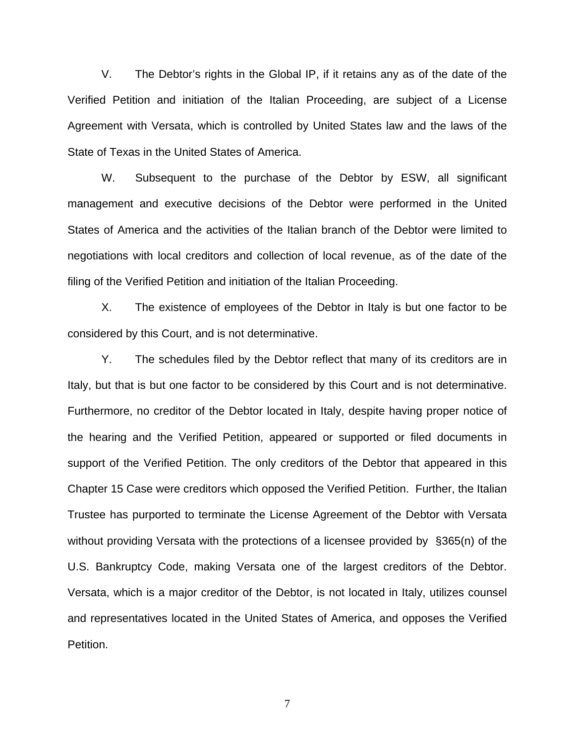V. The Debtor's rights in the Global IP, if it retains any as of the date of the Verified Petition and initiation of the Italian Proceeding, are subject of a License Agreement with Versata, which is controlled by United States law and the laws of the State of Texas in the United States of America.

W. Subsequent to the purchase of the Debtor by ESW, all significant management and executive decisions of the Debtor were performed in the United States of America and the activities of the Italian branch of the Debtor were limited to negotiations with local creditors and collection of local revenue, as of the date of the filing of the Verified Petition and initiation of the Italian Proceeding.

X. The existence of employees of the Debtor in Italy is but one factor to be considered by this Court, and is not determinative.

Y. The schedules filed by the Debtor reflect that many of its creditors are in Italy, but that is but one factor to be considered by this Court and is not determinative. Furthermore, no creditor of the Debtor located in Italy, despite having proper notice of the hearing and the Verified Petition, appeared or supported or filed documents in support of the Verified Petition. The only creditors of the Debtor that appeared in this Chapter 15 Case were creditors which opposed the Verified Petition. Further, the Italian Trustee has purported to terminate the License Agreement of the Debtor with Versata without providing Versata with the protections of a licensee provided by §365(n) of the U.S. Bankruptcy Code, making Versata one of the largest creditors of the Debtor. Versata, which is a major creditor of the Debtor, is not located in Italy, utilizes counsel and representatives located in the United States of America, and opposes the Verified Petition.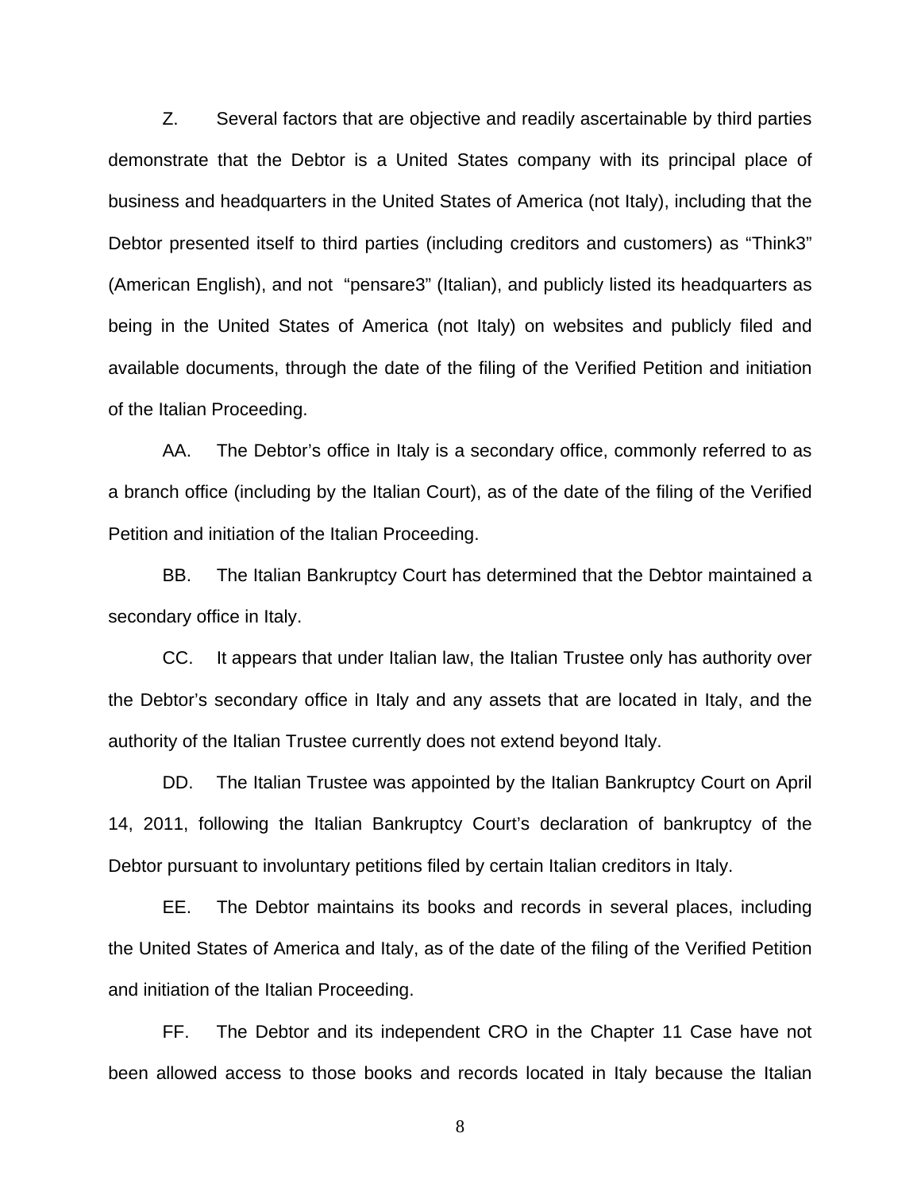Z. Several factors that are objective and readily ascertainable by third parties demonstrate that the Debtor is a United States company with its principal place of business and headquarters in the United States of America (not Italy), including that the Debtor presented itself to third parties (including creditors and customers) as "Think3" (American English), and not "pensare3" (Italian), and publicly listed its headquarters as being in the United States of America (not Italy) on websites and publicly filed and available documents, through the date of the filing of the Verified Petition and initiation of the Italian Proceeding.

AA. The Debtor's office in Italy is a secondary office, commonly referred to as a branch office (including by the Italian Court), as of the date of the filing of the Verified Petition and initiation of the Italian Proceeding.

BB. The Italian Bankruptcy Court has determined that the Debtor maintained a secondary office in Italy.

CC. It appears that under Italian law, the Italian Trustee only has authority over the Debtor's secondary office in Italy and any assets that are located in Italy, and the authority of the Italian Trustee currently does not extend beyond Italy.

DD. The Italian Trustee was appointed by the Italian Bankruptcy Court on April 14, 2011, following the Italian Bankruptcy Court's declaration of bankruptcy of the Debtor pursuant to involuntary petitions filed by certain Italian creditors in Italy.

EE. The Debtor maintains its books and records in several places, including the United States of America and Italy, as of the date of the filing of the Verified Petition and initiation of the Italian Proceeding.

FF. The Debtor and its independent CRO in the Chapter 11 Case have not been allowed access to those books and records located in Italy because the Italian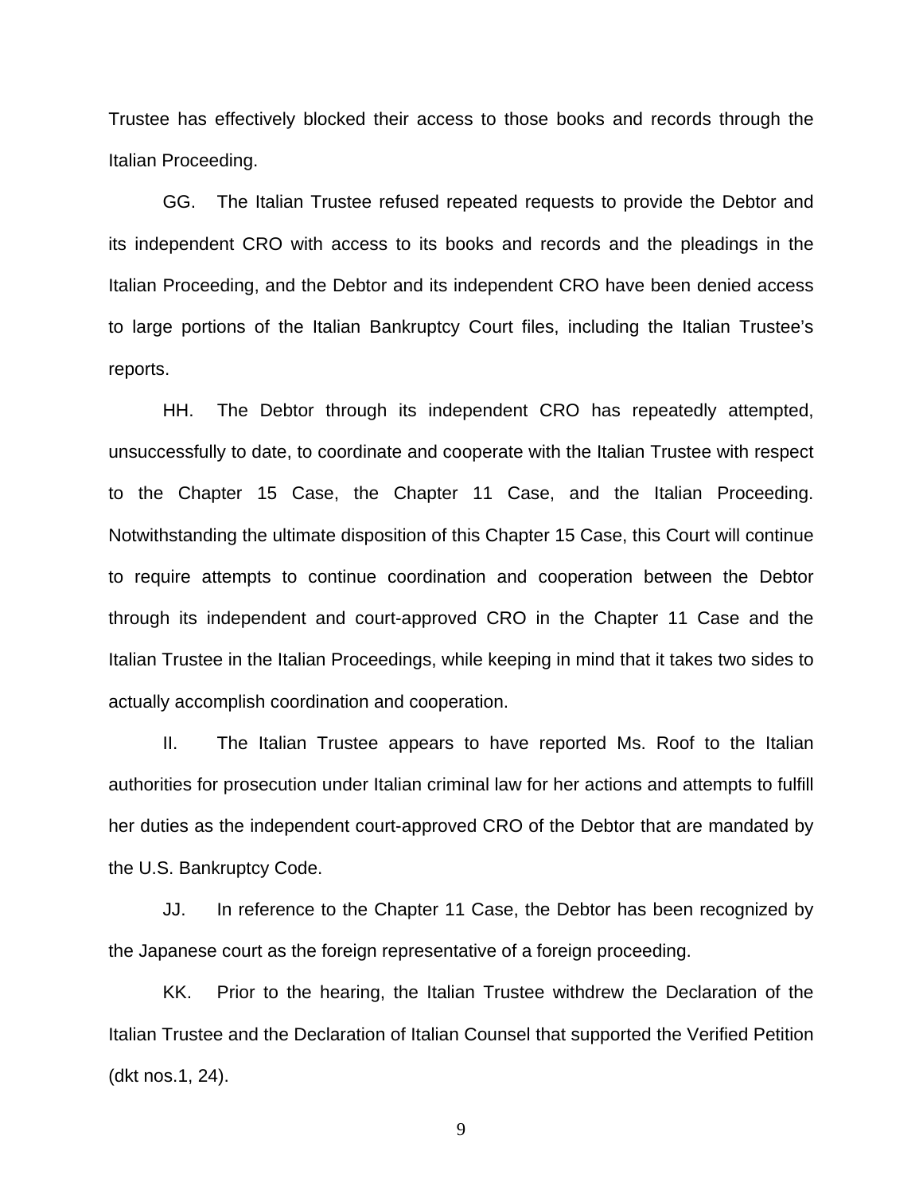Trustee has effectively blocked their access to those books and records through the Italian Proceeding.

GG. The Italian Trustee refused repeated requests to provide the Debtor and its independent CRO with access to its books and records and the pleadings in the Italian Proceeding, and the Debtor and its independent CRO have been denied access to large portions of the Italian Bankruptcy Court files, including the Italian Trustee's reports.

HH. The Debtor through its independent CRO has repeatedly attempted, unsuccessfully to date, to coordinate and cooperate with the Italian Trustee with respect to the Chapter 15 Case, the Chapter 11 Case, and the Italian Proceeding. Notwithstanding the ultimate disposition of this Chapter 15 Case, this Court will continue to require attempts to continue coordination and cooperation between the Debtor through its independent and court-approved CRO in the Chapter 11 Case and the Italian Trustee in the Italian Proceedings, while keeping in mind that it takes two sides to actually accomplish coordination and cooperation.

II. The Italian Trustee appears to have reported Ms. Roof to the Italian authorities for prosecution under Italian criminal law for her actions and attempts to fulfill her duties as the independent court-approved CRO of the Debtor that are mandated by the U.S. Bankruptcy Code.

JJ. In reference to the Chapter 11 Case, the Debtor has been recognized by the Japanese court as the foreign representative of a foreign proceeding.

KK. Prior to the hearing, the Italian Trustee withdrew the Declaration of the Italian Trustee and the Declaration of Italian Counsel that supported the Verified Petition (dkt nos.1, 24).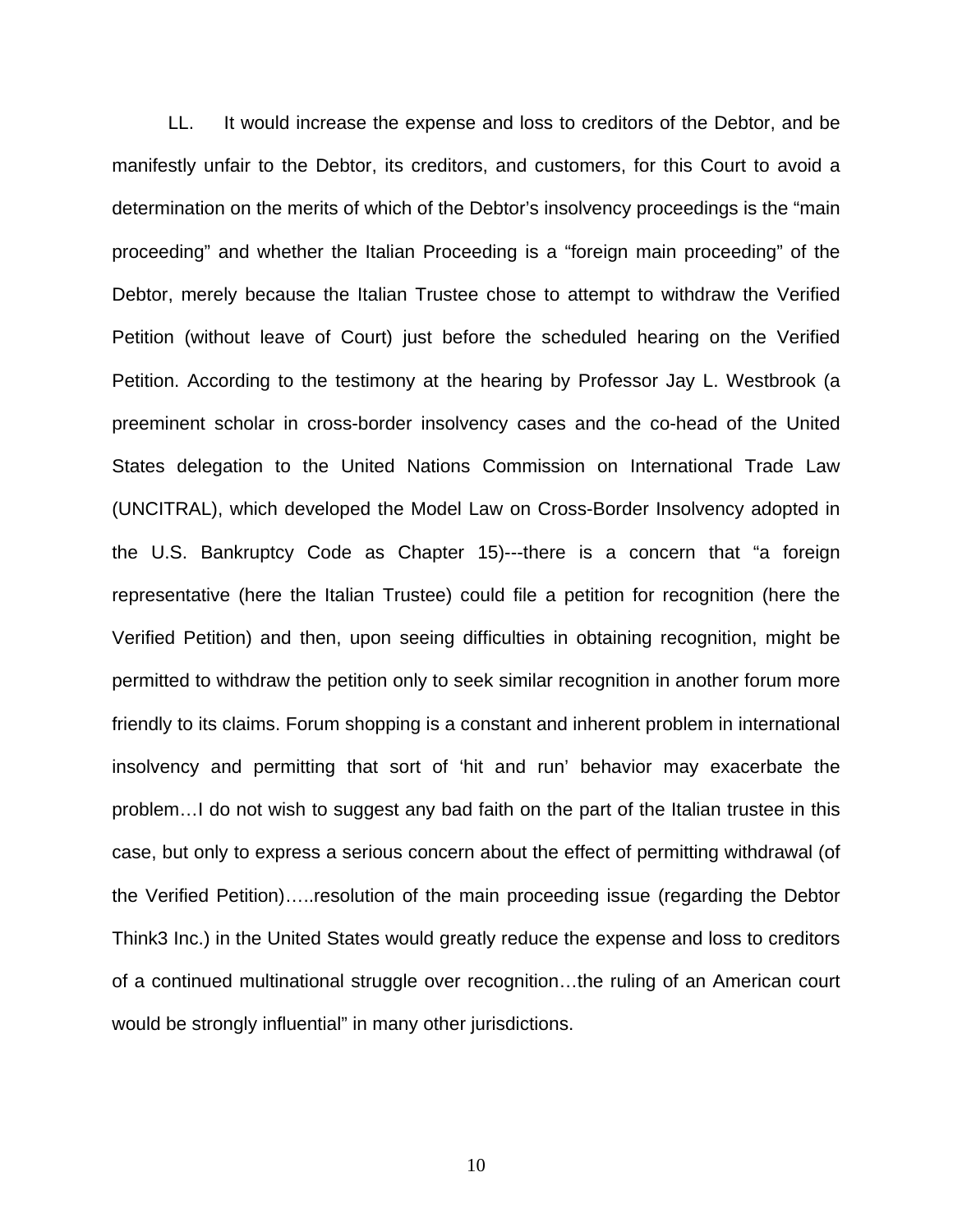LL. It would increase the expense and loss to creditors of the Debtor, and be manifestly unfair to the Debtor, its creditors, and customers, for this Court to avoid a determination on the merits of which of the Debtor's insolvency proceedings is the "main proceeding" and whether the Italian Proceeding is a "foreign main proceeding" of the Debtor, merely because the Italian Trustee chose to attempt to withdraw the Verified Petition (without leave of Court) just before the scheduled hearing on the Verified Petition. According to the testimony at the hearing by Professor Jay L. Westbrook (a preeminent scholar in cross-border insolvency cases and the co-head of the United States delegation to the United Nations Commission on International Trade Law (UNCITRAL), which developed the Model Law on Cross-Border Insolvency adopted in the U.S. Bankruptcy Code as Chapter 15)---there is a concern that "a foreign representative (here the Italian Trustee) could file a petition for recognition (here the Verified Petition) and then, upon seeing difficulties in obtaining recognition, might be permitted to withdraw the petition only to seek similar recognition in another forum more friendly to its claims. Forum shopping is a constant and inherent problem in international insolvency and permitting that sort of 'hit and run' behavior may exacerbate the problem…I do not wish to suggest any bad faith on the part of the Italian trustee in this case, but only to express a serious concern about the effect of permitting withdrawal (of the Verified Petition)…..resolution of the main proceeding issue (regarding the Debtor Think3 Inc.) in the United States would greatly reduce the expense and loss to creditors of a continued multinational struggle over recognition…the ruling of an American court would be strongly influential" in many other jurisdictions.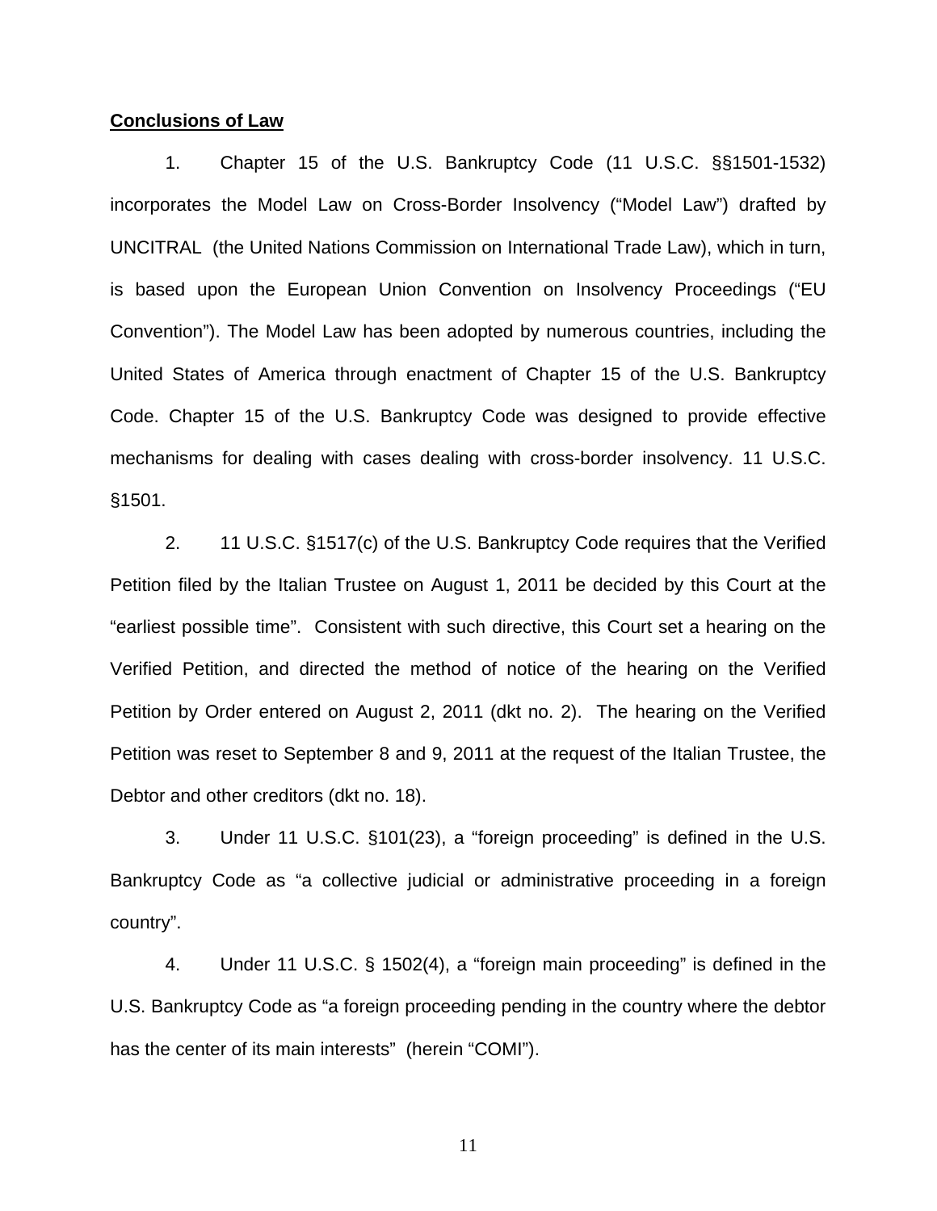**Conclusions of Law**

1. Chapter 15 of the U.S. Bankruptcy Code (11 U.S.C. §§1501-1532) incorporates the Model Law on Cross-Border Insolvency ("Model Law") drafted by UNCITRAL (the United Nations Commission on International Trade Law), which in turn, is based upon the European Union Convention on Insolvency Proceedings ("EU Convention"). The Model Law has been adopted by numerous countries, including the United States of America through enactment of Chapter 15 of the U.S. Bankruptcy Code. Chapter 15 of the U.S. Bankruptcy Code was designed to provide effective mechanisms for dealing with cases dealing with cross-border insolvency. 11 U.S.C. §1501.

2. 11 U.S.C. §1517(c) of the U.S. Bankruptcy Code requires that the Verified Petition filed by the Italian Trustee on August 1, 2011 be decided by this Court at the "earliest possible time". Consistent with such directive, this Court set a hearing on the Verified Petition, and directed the method of notice of the hearing on the Verified Petition by Order entered on August 2, 2011 (dkt no. 2). The hearing on the Verified Petition was reset to September 8 and 9, 2011 at the request of the Italian Trustee, the Debtor and other creditors (dkt no. 18).

3. Under 11 U.S.C. §101(23), a "foreign proceeding" is defined in the U.S. Bankruptcy Code as "a collective judicial or administrative proceeding in a foreign country".

4. Under 11 U.S.C. § 1502(4), a "foreign main proceeding" is defined in the U.S. Bankruptcy Code as "a foreign proceeding pending in the country where the debtor has the center of its main interests" (herein "COMI").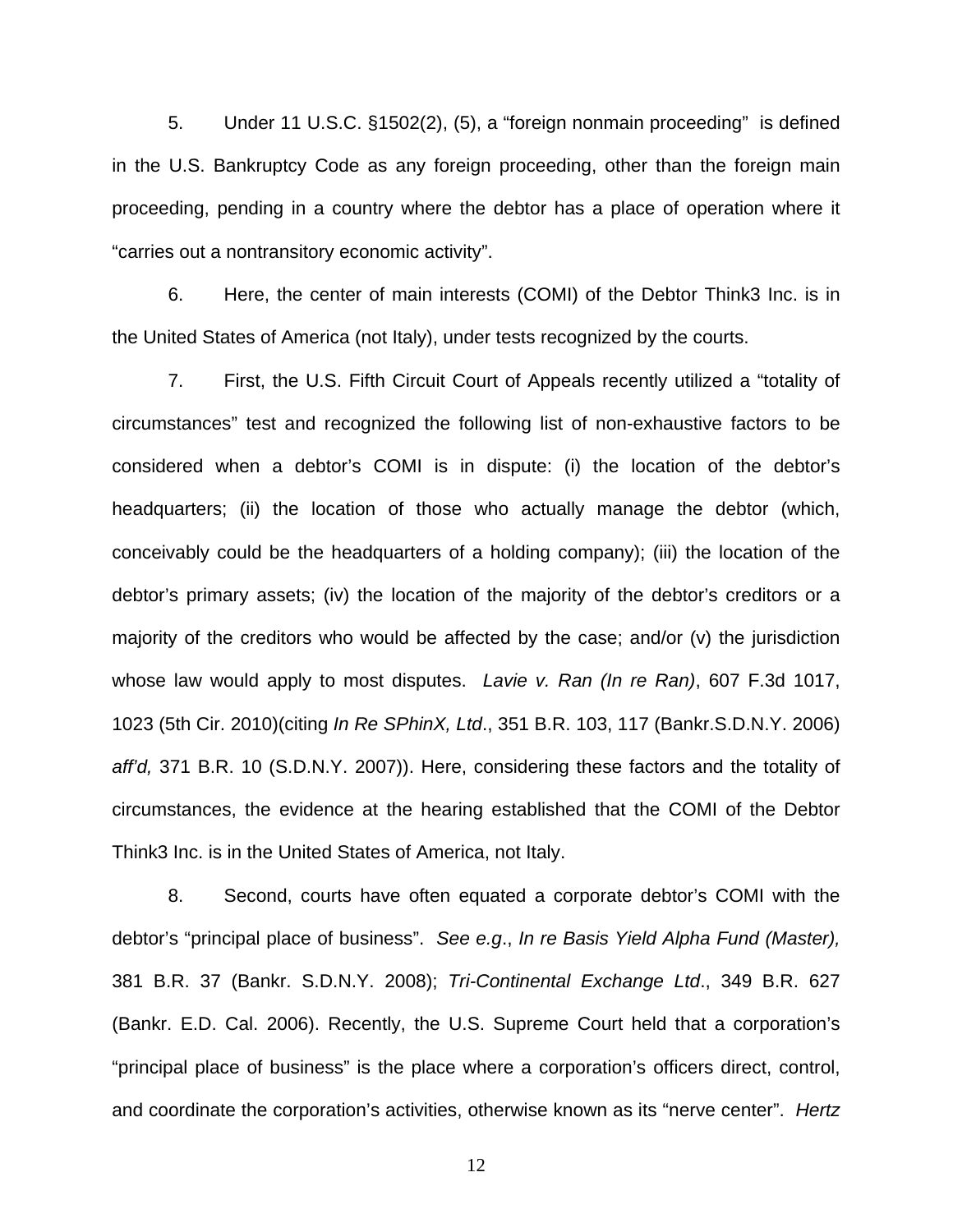5. Under 11 U.S.C. §1502(2), (5), a "foreign nonmain proceeding" is defined in the U.S. Bankruptcy Code as any foreign proceeding, other than the foreign main proceeding, pending in a country where the debtor has a place of operation where it "carries out a nontransitory economic activity".

6. Here, the center of main interests (COMI) of the Debtor Think3 Inc. is in the United States of America (not Italy), under tests recognized by the courts.

7. First, the U.S. Fifth Circuit Court of Appeals recently utilized a "totality of circumstances" test and recognized the following list of non-exhaustive factors to be considered when a debtor's COMI is in dispute: (i) the location of the debtor's headquarters; (ii) the location of those who actually manage the debtor (which, conceivably could be the headquarters of a holding company); (iii) the location of the debtor's primary assets; (iv) the location of the majority of the debtor's creditors or a majority of the creditors who would be affected by the case; and/or (v) the jurisdiction whose law would apply to most disputes. *Lavie v. Ran (In re Ran)*, 607 F.3d 1017, 1023 (5th Cir. 2010)(citing *In Re SPhinX, Ltd*., 351 B.R. 103, 117 (Bankr.S.D.N.Y. 2006) *aff'd,* 371 B.R. 10 (S.D.N.Y. 2007)). Here, considering these factors and the totality of circumstances, the evidence at the hearing established that the COMI of the Debtor Think3 Inc. is in the United States of America, not Italy.

8. Second, courts have often equated a corporate debtor's COMI with the debtor's "principal place of business". *See e.g*., *In re Basis Yield Alpha Fund (Master),* 381 B.R. 37 (Bankr. S.D.N.Y. 2008); *Tri-Continental Exchange Ltd*., 349 B.R. 627 (Bankr. E.D. Cal. 2006). Recently, the U.S. Supreme Court held that a corporation's "principal place of business" is the place where a corporation's officers direct, control, and coordinate the corporation's activities, otherwise known as its "nerve center". *Hertz*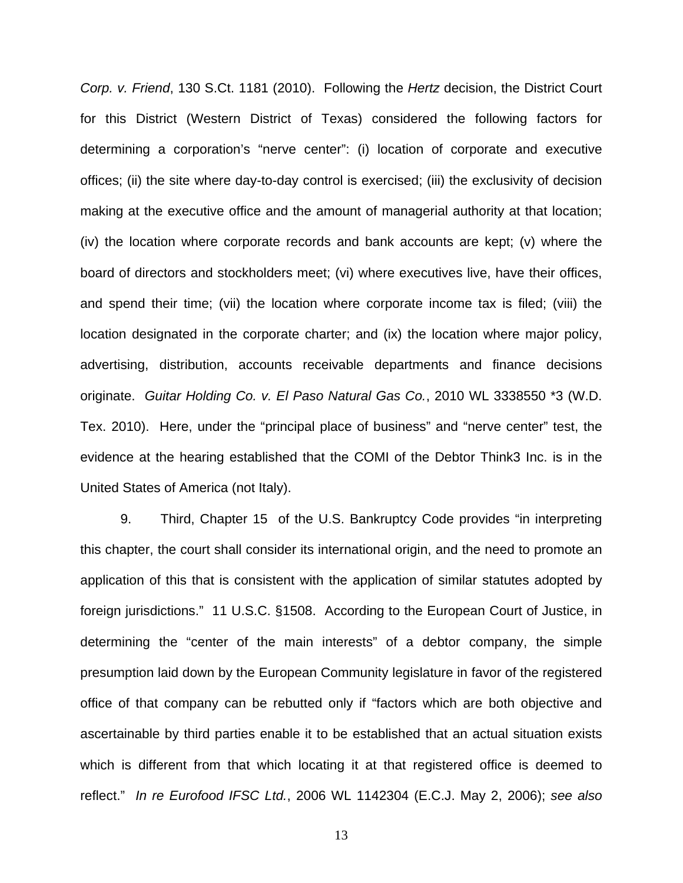*Corp. v. Friend*, 130 S.Ct. 1181 (2010). Following the *Hertz* decision, the District Court for this District (Western District of Texas) considered the following factors for determining a corporation's "nerve center": (i) location of corporate and executive offices; (ii) the site where day-to-day control is exercised; (iii) the exclusivity of decision making at the executive office and the amount of managerial authority at that location; (iv) the location where corporate records and bank accounts are kept; (v) where the board of directors and stockholders meet; (vi) where executives live, have their offices, and spend their time; (vii) the location where corporate income tax is filed; (viii) the location designated in the corporate charter; and (ix) the location where major policy, advertising, distribution, accounts receivable departments and finance decisions originate. *Guitar Holding Co. v. El Paso Natural Gas Co.*, 2010 WL 3338550 *3 (W.D. Tex. 2010). Here, under the "principal place of business" and "nerve center" test, the evidence at the hearing established that the COMI of the Debtor Think3 Inc. is in the United States of America (not Italy).

9. Third, Chapter 15 of the U.S. Bankruptcy Code provides "in interpreting this chapter, the court shall consider its international origin, and the need to promote an application of this that is consistent with the application of similar statutes adopted by foreign jurisdictions." 11 U.S.C. §1508. According to the European Court of Justice, in determining the "center of the main interests" of a debtor company, the simple presumption laid down by the European Community legislature in favor of the registered office of that company can be rebutted only if "factors which are both objective and ascertainable by third parties enable it to be established that an actual situation exists which is different from that which locating it at that registered office is deemed to reflect." *In re Eurofood IFSC Ltd.*, 2006 WL 1142304 (E.C.J. May 2, 2006); *see also*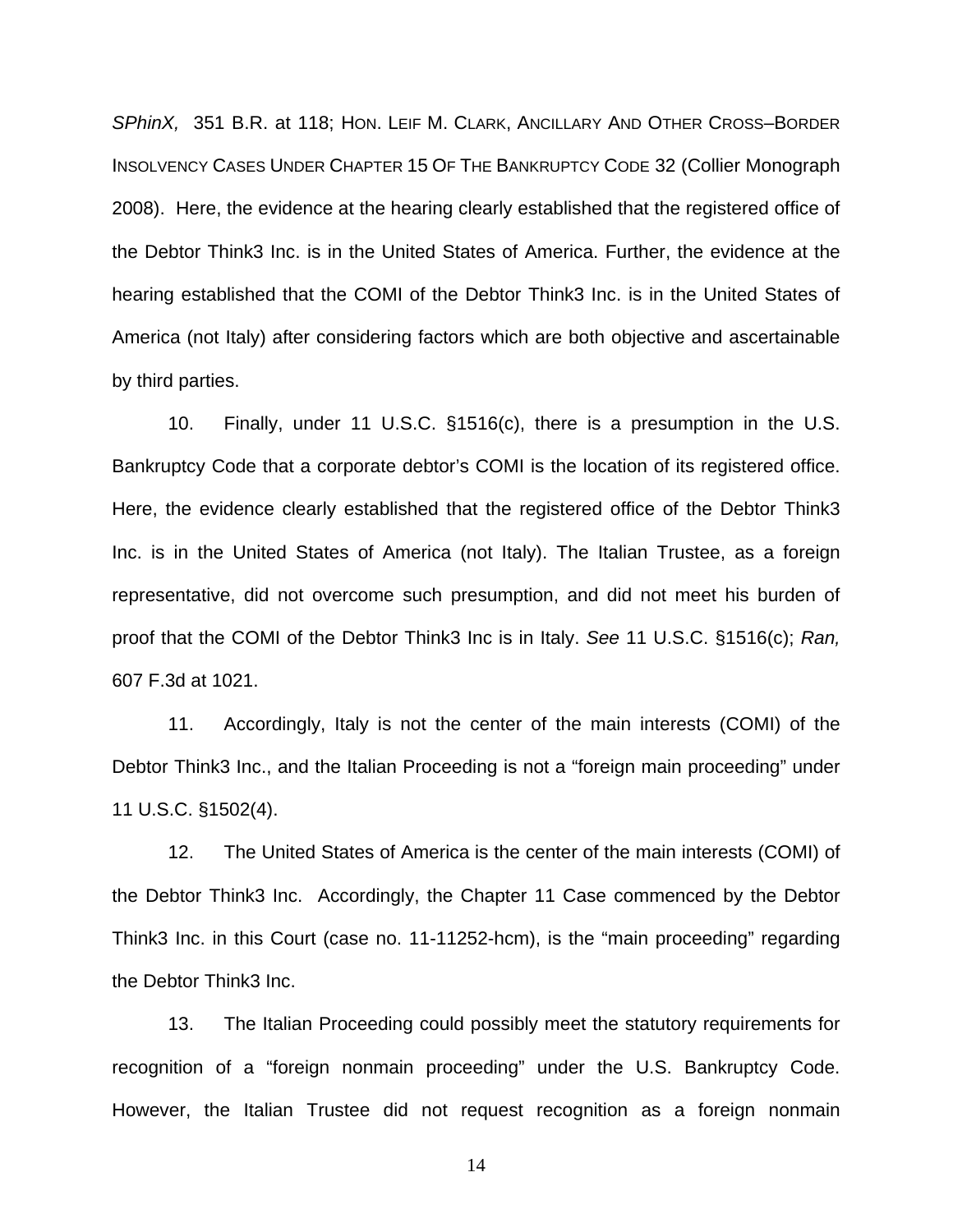*SPhinX,* 351 B.R. at 118; HON. LEIF M. CLARK, ANCILLARY AND OTHER CROSS–BORDER INSOLVENCY CASES UNDER CHAPTER 15 OF THE BANKRUPTCY CODE 32 (Collier Monograph 2008). Here, the evidence at the hearing clearly established that the registered office of the Debtor Think3 Inc. is in the United States of America. Further, the evidence at the hearing established that the COMI of the Debtor Think3 Inc. is in the United States of America (not Italy) after considering factors which are both objective and ascertainable by third parties.

10. Finally, under 11 U.S.C. §1516(c), there is a presumption in the U.S. Bankruptcy Code that a corporate debtor's COMI is the location of its registered office. Here, the evidence clearly established that the registered office of the Debtor Think3 Inc. is in the United States of America (not Italy). The Italian Trustee, as a foreign representative, did not overcome such presumption, and did not meet his burden of proof that the COMI of the Debtor Think3 Inc is in Italy. *See* 11 U.S.C. §1516(c); *Ran,* 607 F.3d at 1021.

11. Accordingly, Italy is not the center of the main interests (COMI) of the Debtor Think3 Inc., and the Italian Proceeding is not a "foreign main proceeding" under 11 U.S.C. §1502(4).

12. The United States of America is the center of the main interests (COMI) of the Debtor Think3 Inc. Accordingly, the Chapter 11 Case commenced by the Debtor Think3 Inc. in this Court (case no. 11-11252-hcm), is the "main proceeding" regarding the Debtor Think3 Inc.

13. The Italian Proceeding could possibly meet the statutory requirements for recognition of a "foreign nonmain proceeding" under the U.S. Bankruptcy Code. However, the Italian Trustee did not request recognition as a foreign nonmain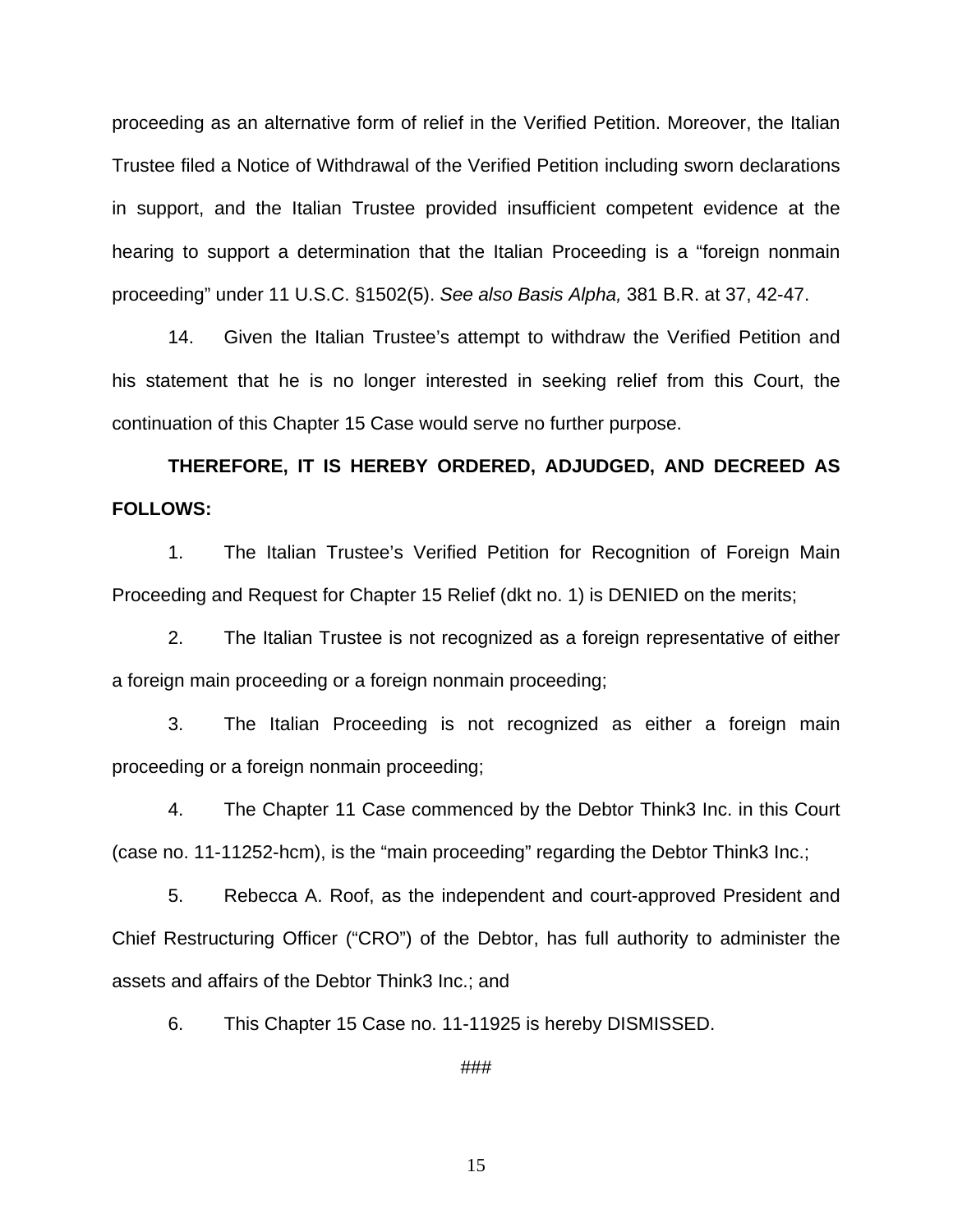proceeding as an alternative form of relief in the Verified Petition. Moreover, the Italian Trustee filed a Notice of Withdrawal of the Verified Petition including sworn declarations in support, and the Italian Trustee provided insufficient competent evidence at the hearing to support a determination that the Italian Proceeding is a "foreign nonmain proceeding" under 11 U.S.C. §1502(5). *See also Basis Alpha,* 381 B.R. at 37, 42-47.

14. Given the Italian Trustee's attempt to withdraw the Verified Petition and his statement that he is no longer interested in seeking relief from this Court, the continuation of this Chapter 15 Case would serve no further purpose.

**THEREFORE, IT IS HEREBY ORDERED, ADJUDGED, AND DECREED AS FOLLOWS:**

1. The Italian Trustee's Verified Petition for Recognition of Foreign Main Proceeding and Request for Chapter 15 Relief (dkt no. 1) is DENIED on the merits;

2. The Italian Trustee is not recognized as a foreign representative of either a foreign main proceeding or a foreign nonmain proceeding;

3. The Italian Proceeding is not recognized as either a foreign main proceeding or a foreign nonmain proceeding;

4. The Chapter 11 Case commenced by the Debtor Think3 Inc. in this Court (case no. 11-11252-hcm), is the "main proceeding" regarding the Debtor Think3 Inc.;

5. Rebecca A. Roof, as the independent and court-approved President and Chief Restructuring Officer ("CRO") of the Debtor, has full authority to administer the assets and affairs of the Debtor Think3 Inc.; and

6. This Chapter 15 Case no. 11-11925 is hereby DISMISSED.

###